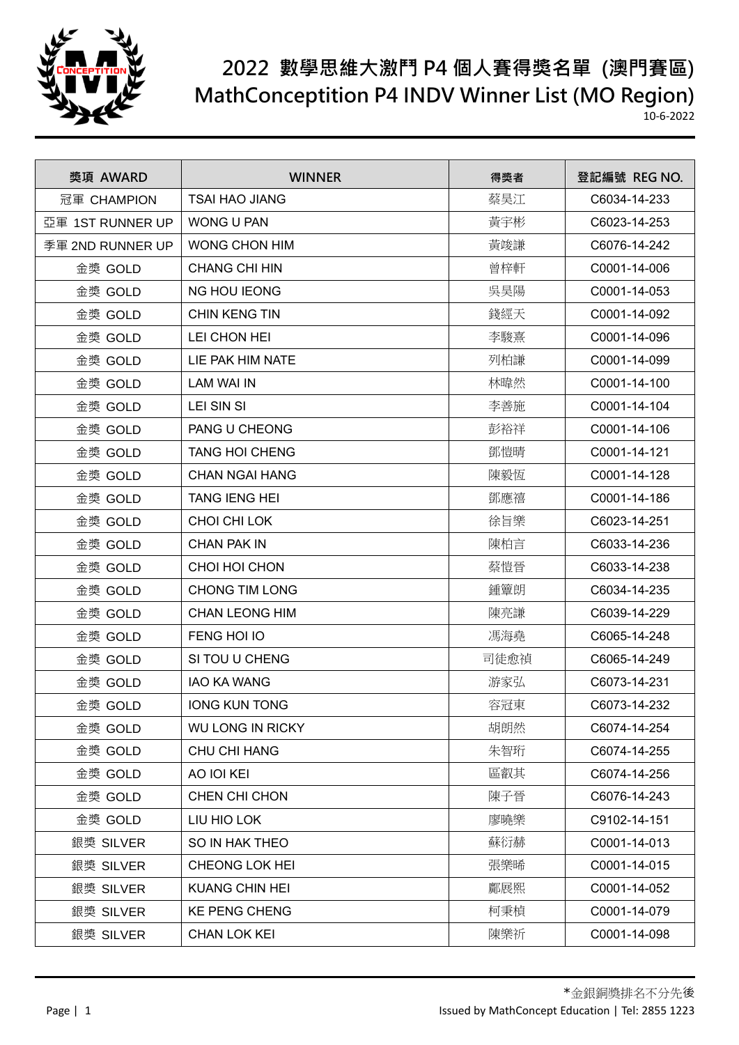# 2022 數學思維大激鬥 P4 個人賽得獎名單 (澳門賽區)

# MathConceptition P4 INDV Winner List (MO Region)

10-6-2022

| 獎項 AWARD | WINNER | 得獎者 | 登記編號 REG NO. |
|---|---|---|---|
| 冠軍 CHAMPION | TSAI HAO JIANG | 蔡昊江 | C6034-14-233 |
| 亞軍 1ST RUNNER UP | WONG U PAN | 黃宇彬 | C6023-14-253 |
| 季軍 2ND RUNNER UP | WONG CHON HIM | 黃竣謙 | C6076-14-242 |
| 金獎 GOLD | CHANG CHI HIN | 曾梓軒 | C0001-14-006 |
| 金獎 GOLD | NG HOU IEONG | 吳昊陽 | C0001-14-053 |
| 金獎 GOLD | CHIN KENG TIN | 錢經天 | C0001-14-092 |
| 金獎 GOLD | LEI CHON HEI | 李駿熹 | C0001-14-096 |
| 金獎 GOLD | LIE PAK HIM NATE | 列柏謙 | C0001-14-099 |
| 金獎 GOLD | LAM WAI IN | 林暐然 | C0001-14-100 |
| 金獎 GOLD | LEI SIN SI | 李善施 | C0001-14-104 |
| 金獎 GOLD | PANG U CHEONG | 彭裕祥 | C0001-14-106 |
| 金獎 GOLD | TANG HOI CHENG | 鄧愷晴 | C0001-14-121 |
| 金獎 GOLD | CHAN NGAI HANG | 陳毅恆 | C0001-14-128 |
| 金獎 GOLD | TANG IENG HEI | 鄧應禧 | C0001-14-186 |
| 金獎 GOLD | CHOI CHI LOK | 徐旨樂 | C6023-14-251 |
| 金獎 GOLD | CHAN PAK IN | 陳柏言 | C6033-14-236 |
| 金獎 GOLD | CHOI HOI CHON | 蔡愷晉 | C6033-14-238 |
| 金獎 GOLD | CHONG TIM LONG | 鍾簟朗 | C6034-14-235 |
| 金獎 GOLD | CHAN LEONG HIM | 陳亮謙 | C6039-14-229 |
| 金獎 GOLD | FENG HOI IO | 馮海堯 | C6065-14-248 |
| 金獎 GOLD | SI TOU U CHENG | 司徒愈禎 | C6065-14-249 |
| 金獎 GOLD | IAO KA WANG | 游家弘 | C6073-14-231 |
| 金獎 GOLD | IONG KUN TONG | 容冠東 | C6073-14-232 |
| 金獎 GOLD | WU LONG IN RICKY | 胡朗然 | C6074-14-254 |
| 金獎 GOLD | CHU CHI HANG | 朱智珩 | C6074-14-255 |
| 金獎 GOLD | AO IOI KEI | 區叡其 | C6074-14-256 |
| 金獎 GOLD | CHEN CHI CHON | 陳子晉 | C6076-14-243 |
| 金獎 GOLD | LIU HIO LOK | 廖曉樂 | C9102-14-151 |
| 銀獎 SILVER | SO IN HAK THEO | 蘇衍赫 | C0001-14-013 |
| 銀獎 SILVER | CHEONG LOK HEI | 張樂晞 | C0001-14-015 |
| 銀獎 SILVER | KUANG CHIN HEI | 鄺展熙 | C0001-14-052 |
| 銀獎 SILVER | KE PENG CHENG | 柯秉楨 | C0001-14-079 |
| 銀獎 SILVER | CHAN LOK KEI | 陳樂祈 | C0001-14-098 |

*金銀銅獎排名不分先後

Issued by MathConcept Education | Tel: 2855 1223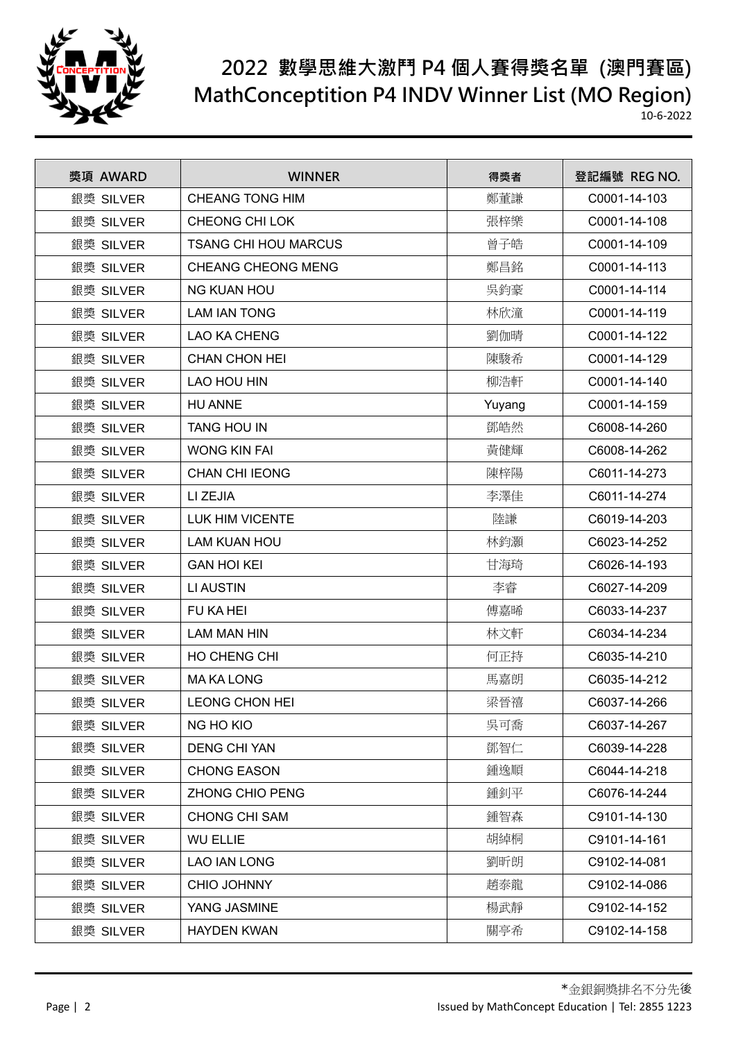# 2022 數學思維大激鬥 P4 個人賽得獎名單 (澳門賽區)

# MathConceptition P4 INDV Winner List (MO Region)

10-6-2022

| 獎項 AWARD | WINNER | 得獎者 | 登記編號 REG NO. |
|---|---|---|---|
| 銀獎 SILVER | CHEANG TONG HIM | 鄭董謙 | C0001-14-103 |
| 銀獎 SILVER | CHEONG CHI LOK | 張梓樂 | C0001-14-108 |
| 銀獎 SILVER | TSANG CHI HOU MARCUS | 曾子皓 | C0001-14-109 |
| 銀獎 SILVER | CHEANG CHEONG MENG | 鄭昌銘 | C0001-14-113 |
| 銀獎 SILVER | NG KUAN HOU | 吳鈞豪 | C0001-14-114 |
| 銀獎 SILVER | LAM IAN TONG | 林欣潼 | C0001-14-119 |
| 銀獎 SILVER | LAO KA CHENG | 劉伽晴 | C0001-14-122 |
| 銀獎 SILVER | CHAN CHON HEI | 陳駿希 | C0001-14-129 |
| 銀獎 SILVER | LAO HOU HIN | 柳浩軒 | C0001-14-140 |
| 銀獎 SILVER | HU ANNE | Yuyang | C0001-14-159 |
| 銀獎 SILVER | TANG HOU IN | 鄧皓然 | C6008-14-260 |
| 銀獎 SILVER | WONG KIN FAI | 黃健輝 | C6008-14-262 |
| 銀獎 SILVER | CHAN CHI IEONG | 陳梓陽 | C6011-14-273 |
| 銀獎 SILVER | LI ZEJIA | 李澤佳 | C6011-14-274 |
| 銀獎 SILVER | LUK HIM VICENTE | 陸謙 | C6019-14-203 |
| 銀獎 SILVER | LAM KUAN HOU | 林鈞灝 | C6023-14-252 |
| 銀獎 SILVER | GAN HOI KEI | 甘海琦 | C6026-14-193 |
| 銀獎 SILVER | LI AUSTIN | 李睿 | C6027-14-209 |
| 銀獎 SILVER | FU KA HEI | 傅嘉晞 | C6033-14-237 |
| 銀獎 SILVER | LAM MAN HIN | 林文軒 | C6034-14-234 |
| 銀獎 SILVER | HO CHENG CHI | 何正持 | C6035-14-210 |
| 銀獎 SILVER | MA KA LONG | 馬嘉朗 | C6035-14-212 |
| 銀獎 SILVER | LEONG CHON HEI | 梁晉禧 | C6037-14-266 |
| 銀獎 SILVER | NG HO KIO | 吳可喬 | C6037-14-267 |
| 銀獎 SILVER | DENG CHI YAN | 鄧智仁 | C6039-14-228 |
| 銀獎 SILVER | CHONG EASON | 鍾逸順 | C6044-14-218 |
| 銀獎 SILVER | ZHONG CHIO PENG | 鍾釗平 | C6076-14-244 |
| 銀獎 SILVER | CHONG CHI SAM | 鍾智森 | C9101-14-130 |
| 銀獎 SILVER | WU ELLIE | 胡綽桐 | C9101-14-161 |
| 銀獎 SILVER | LAO IAN LONG | 劉昕朗 | C9102-14-081 |
| 銀獎 SILVER | CHIO JOHNNY | 趙泰龍 | C9102-14-086 |
| 銀獎 SILVER | YANG JASMINE | 楊武靜 | C9102-14-152 |
| 銀獎 SILVER | HAYDEN KWAN | 關亭希 | C9102-14-158 |

*金銀銅獎排名不分先後

Issued by MathConcept Education | Tel: 2855 1223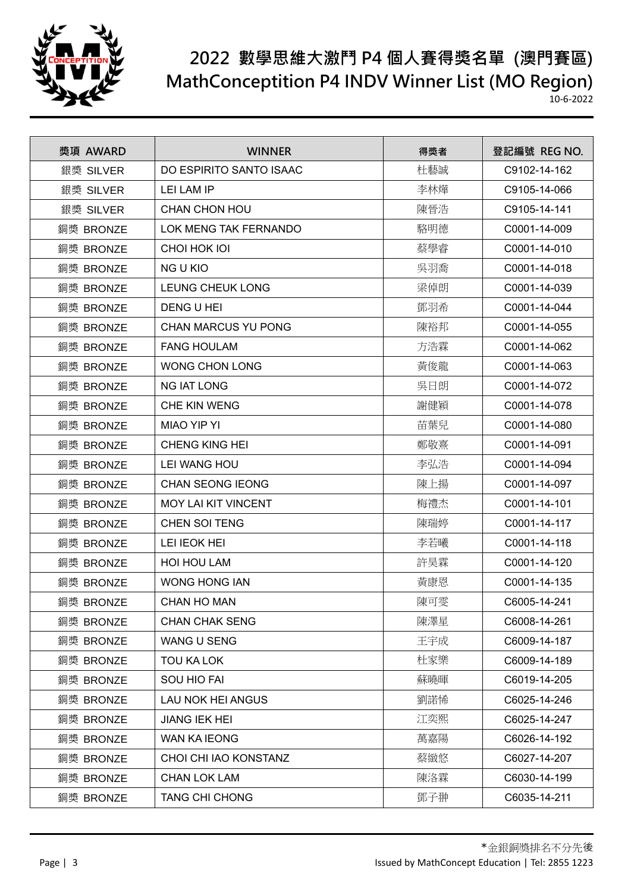# 2022 數學思維大激鬥 P4 個人賽得獎名單 (澳門賽區)
# MathConceptition P4 INDV Winner List (MO Region)

10-6-2022

| 獎項 AWARD | WINNER | 得獎者 | 登記編號 REG NO. |
|---|---|---|---|
| 銀獎 SILVER | DO ESPIRITO SANTO ISAAC | 杜藝誠 | C9102-14-162 |
| 銀獎 SILVER | LEI LAM IP | 李林燁 | C9105-14-066 |
| 銀獎 SILVER | CHAN CHON HOU | 陳晉浩 | C9105-14-141 |
| 銅獎 BRONZE | LOK MENG TAK FERNANDO | 駱明德 | C0001-14-009 |
| 銅獎 BRONZE | CHOI HOK IOI | 蔡學睿 | C0001-14-010 |
| 銅獎 BRONZE | NG U KIO | 吳羽喬 | C0001-14-018 |
| 銅獎 BRONZE | LEUNG CHEUK LONG | 梁倬朗 | C0001-14-039 |
| 銅獎 BRONZE | DENG U HEI | 鄧羽希 | C0001-14-044 |
| 銅獎 BRONZE | CHAN MARCUS YU PONG | 陳裕邦 | C0001-14-055 |
| 銅獎 BRONZE | FANG HOULAM | 方浩霖 | C0001-14-062 |
| 銅獎 BRONZE | WONG CHON LONG | 黃俊龍 | C0001-14-063 |
| 銅獎 BRONZE | NG IAT LONG | 吳日朗 | C0001-14-072 |
| 銅獎 BRONZE | CHE KIN WENG | 謝健穎 | C0001-14-078 |
| 銅獎 BRONZE | MIAO YIP YI | 苗葉兒 | C0001-14-080 |
| 銅獎 BRONZE | CHENG KING HEI | 鄭敬熹 | C0001-14-091 |
| 銅獎 BRONZE | LEI WANG HOU | 李弘浩 | C0001-14-094 |
| 銅獎 BRONZE | CHAN SEONG IEONG | 陳上揚 | C0001-14-097 |
| 銅獎 BRONZE | MOY LAI KIT VINCENT | 梅禮杰 | C0001-14-101 |
| 銅獎 BRONZE | CHEN SOI TENG | 陳瑞婷 | C0001-14-117 |
| 銅獎 BRONZE | LEI IEOK HEI | 李若曦 | C0001-14-118 |
| 銅獎 BRONZE | HOI HOU LAM | 許昊霖 | C0001-14-120 |
| 銅獎 BRONZE | WONG HONG IAN | 黃康恩 | C0001-14-135 |
| 銅獎 BRONZE | CHAN HO MAN | 陳可雯 | C6005-14-241 |
| 銅獎 BRONZE | CHAN CHAK SENG | 陳澤星 | C6008-14-261 |
| 銅獎 BRONZE | WANG U SENG | 王宇成 | C6009-14-187 |
| 銅獎 BRONZE | TOU KA LOK | 杜家樂 | C6009-14-189 |
| 銅獎 BRONZE | SOU HIO FAI | 蘇曉暉 | C6019-14-205 |
| 銅獎 BRONZE | LAU NOK HEI ANGUS | 劉諾俙 | C6025-14-246 |
| 銅獎 BRONZE | JIANG IEK HEI | 江奕熙 | C6025-14-247 |
| 銅獎 BRONZE | WAN KA IEONG | 萬嘉陽 | C6026-14-192 |
| 銅獎 BRONZE | CHOI CHI IAO KONSTANZ | 蔡緻悠 | C6027-14-207 |
| 銅獎 BRONZE | CHAN LOK LAM | 陳洛霖 | C6030-14-199 |
| 銅獎 BRONZE | TANG CHI CHONG | 鄧子翀 | C6035-14-211 |

*金銀銅獎排名不分先後

Issued by MathConcept Education | Tel: 2855 1223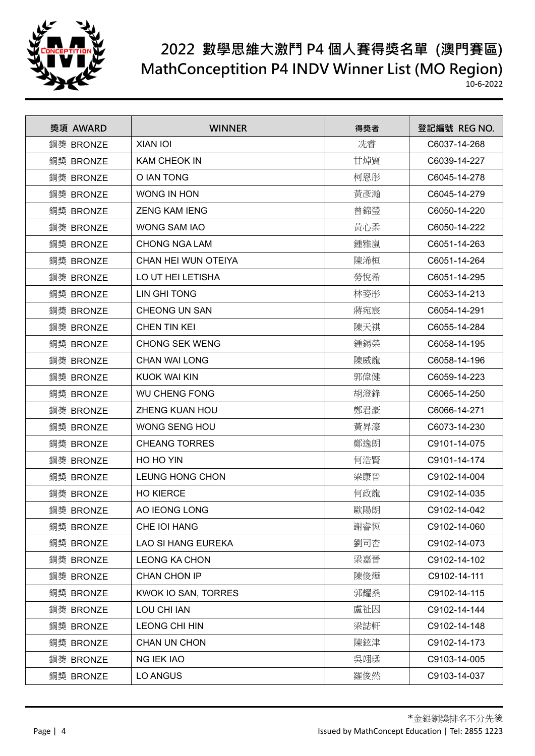# 2022 數學思維大激鬥 P4 個人賽得獎名單 (澳門賽區)
# MathConception P4 INDV Winner List (MO Region)

10-6-2022

| 獎項 AWARD | WINNER | 得獎者 | 登記編號 REG NO. |
|---|---|---|---|
| 銅獎 BRONZE | XIAN IOI | 冼睿 | C6037-14-268 |
| 銅獎 BRONZE | KAM CHEOK IN | 甘焯賢 | C6039-14-227 |
| 銅獎 BRONZE | O IAN TONG | 柯恩彤 | C6045-14-278 |
| 銅獎 BRONZE | WONG IN HON | 黃彥瀚 | C6045-14-279 |
| 銅獎 BRONZE | ZENG KAM IENG | 曾錦瑩 | C6050-14-220 |
| 銅獎 BRONZE | WONG SAM IAO | 黃心柔 | C6050-14-222 |
| 銅獎 BRONZE | CHONG NGA LAM | 鍾雅嵐 | C6051-14-263 |
| 銅獎 BRONZE | CHAN HEI WUN OTEIYA | 陳浠桓 | C6051-14-264 |
| 銅獎 BRONZE | LO UT HEI LETISHA | 勞悅希 | C6051-14-295 |
| 銅獎 BRONZE | LIN GHI TONG | 林姿彤 | C6053-14-213 |
| 銅獎 BRONZE | CHEONG UN SAN | 蔣宛宸 | C6054-14-291 |
| 銅獎 BRONZE | CHEN TIN KEI | 陳天祺 | C6055-14-284 |
| 銅獎 BRONZE | CHONG SEK WENG | 鍾錫榮 | C6058-14-195 |
| 銅獎 BRONZE | CHAN WAI LONG | 陳威龍 | C6058-14-196 |
| 銅獎 BRONZE | KUOK WAI KIN | 郭偉健 | C6059-14-223 |
| 銅獎 BRONZE | WU CHENG FONG | 胡澄鋒 | C6065-14-250 |
| 銅獎 BRONZE | ZHENG KUAN HOU | 鄭君豪 | C6066-14-271 |
| 銅獎 BRONZE | WONG SENG HOU | 黃昇濠 | C6073-14-230 |
| 銅獎 BRONZE | CHEANG TORRES | 鄭逸朗 | C9101-14-075 |
| 銅獎 BRONZE | HO HO YIN | 何浩賢 | C9101-14-174 |
| 銅獎 BRONZE | LEUNG HONG CHON | 梁康晉 | C9102-14-004 |
| 銅獎 BRONZE | HO KIERCE | 何政龍 | C9102-14-035 |
| 銅獎 BRONZE | AO IEONG LONG | 歐陽朗 | C9102-14-042 |
| 銅獎 BRONZE | CHE IOI HANG | 謝睿恆 | C9102-14-060 |
| 銅獎 BRONZE | LAO SI HANG EUREKA | 劉司杏 | C9102-14-073 |
| 銅獎 BRONZE | LEONG KA CHON | 梁嘉晉 | C9102-14-102 |
| 銅獎 BRONZE | CHAN CHON IP | 陳俊燁 | C9102-14-111 |
| 銅獎 BRONZE | KWOK IO SAN, TORRES | 郭耀燊 | C9102-14-115 |
| 銅獎 BRONZE | LOU CHI IAN | 盧祉因 | C9102-14-144 |
| 銅獎 BRONZE | LEONG CHI HIN | 梁誌軒 | C9102-14-148 |
| 銅獎 BRONZE | CHAN UN CHON | 陳鉉津 | C9102-14-173 |
| 銅獎 BRONZE | NG IEK IAO | 吳翊球 | C9103-14-005 |
| 銅獎 BRONZE | LO ANGUS | 羅俊然 | C9103-14-037 |

*金銀銅獎排名不分先後

Issued by MathConcept Education | Tel: 2855 1223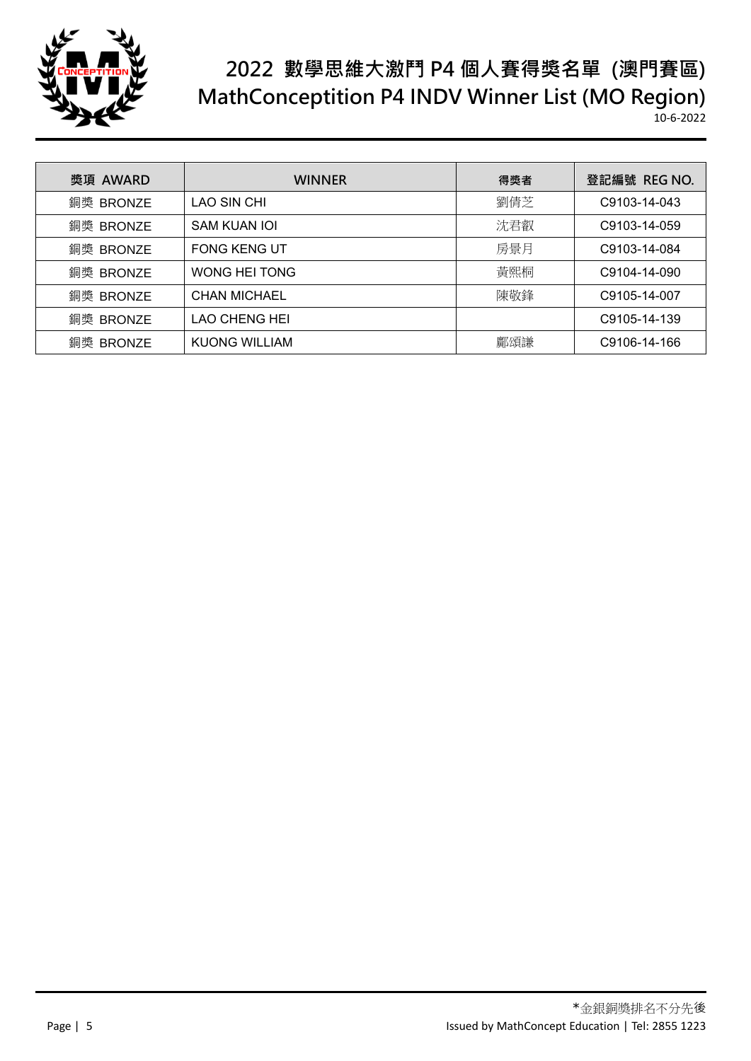# 2022 數學思維大激鬥 P4 個人賽得獎名單 (澳門賽區)
# MathConceptition P4 INDV Winner List (MO Region)

10-6-2022

| 獎項 AWARD | WINNER | 得獎者 | 登記編號 REG NO. |
|---|---|---|---|
| 銅獎 BRONZE | LAO SIN CHI | 劉倩芝 | C9103-14-043 |
| 銅獎 BRONZE | SAM KUAN IOI | 沈君叡 | C9103-14-059 |
| 銅獎 BRONZE | FONG KENG UT | 房景月 | C9103-14-084 |
| 銅獎 BRONZE | WONG HEI TONG | 黃熙桐 | C9104-14-090 |
| 銅獎 BRONZE | CHAN MICHAEL | 陳敬鋒 | C9105-14-007 |
| 銅獎 BRONZE | LAO CHENG HEI | | C9105-14-139 |
| 銅獎 BRONZE | KUONG WILLIAM | 鄺頌謙 | C9106-14-166 |

*金銀銅獎排名不分先後

Issued by MathConcept Education | Tel: 2855 1223